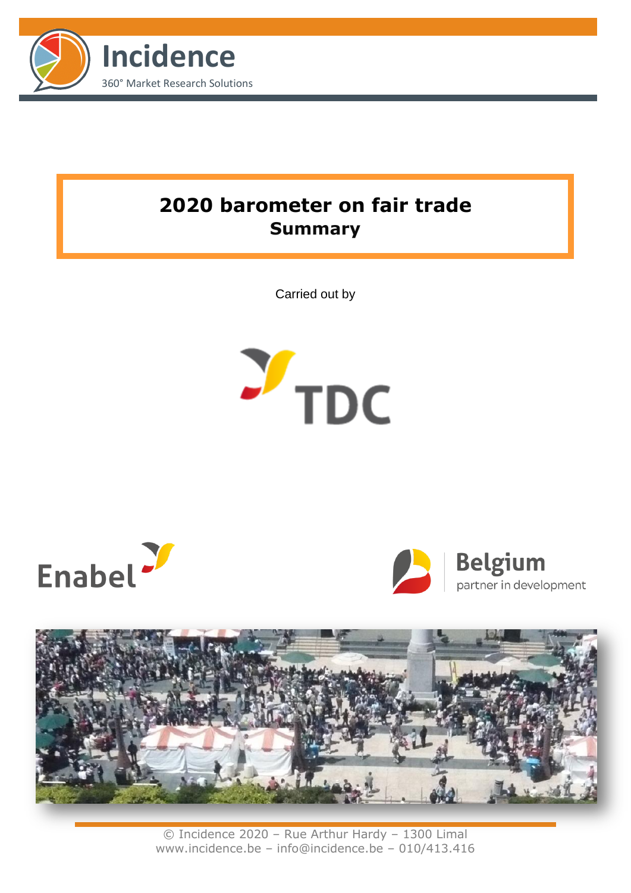Incidence

360° Market Research Solutions

# 2020 barometer on fair trade

## Summary

Carried out by

TDC

Enabel

Belgium partner in development

© Incidence 2020 – Rue Arthur Hardy – 1300 Limal
www.incidence.be – info@incidence.be – 010/413.416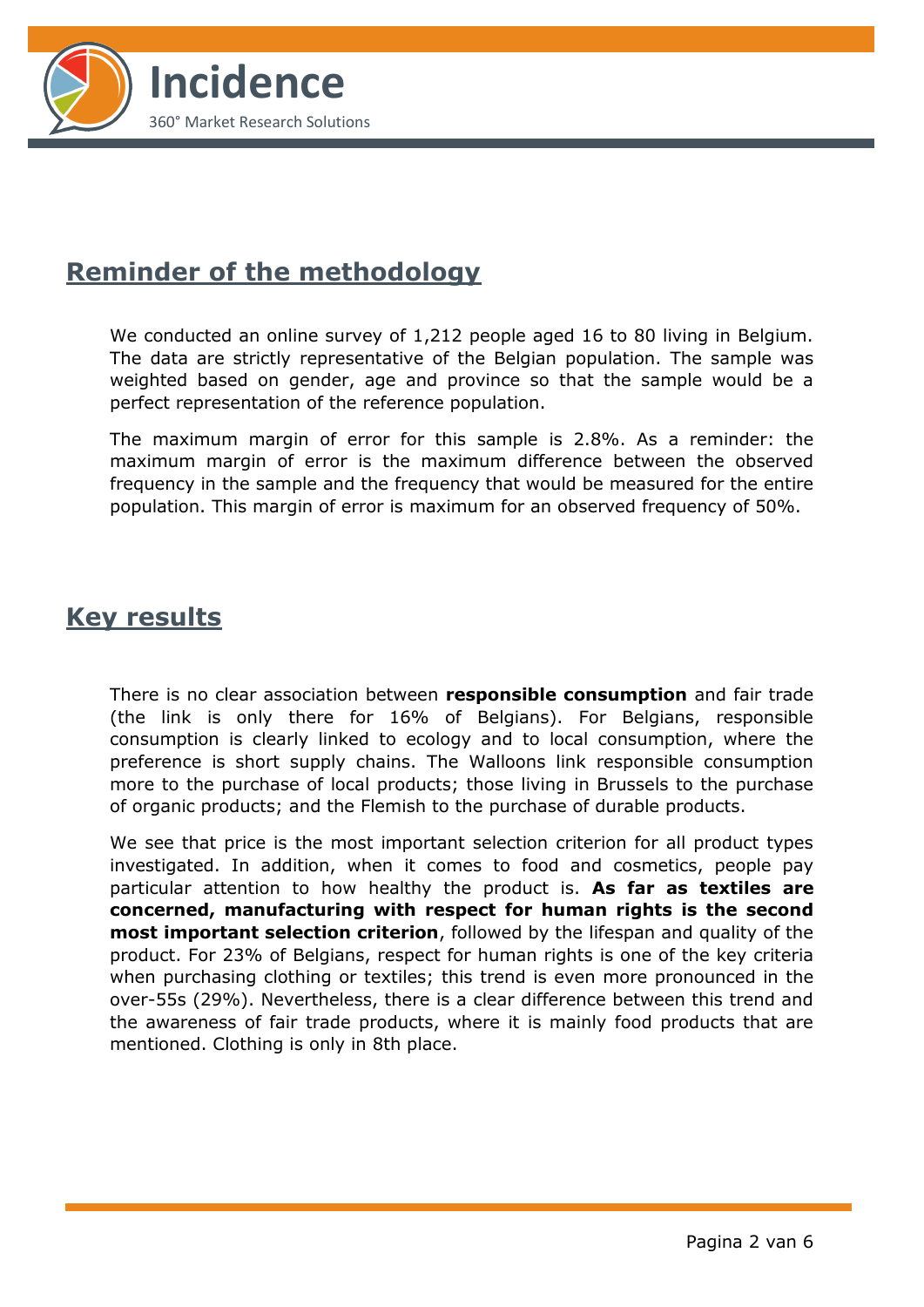## Reminder of the methodology

We conducted an online survey of 1,212 people aged 16 to 80 living in Belgium. The data are strictly representative of the Belgian population. The sample was weighted based on gender, age and province so that the sample would be a perfect representation of the reference population.

The maximum margin of error for this sample is 2.8%. As a reminder: the maximum margin of error is the maximum difference between the observed frequency in the sample and the frequency that would be measured for the entire population. This margin of error is maximum for an observed frequency of 50%.

## Key results

There is no clear association between **responsible consumption** and fair trade (the link is only there for 16% of Belgians). For Belgians, responsible consumption is clearly linked to ecology and to local consumption, where the preference is short supply chains. The Walloons link responsible consumption more to the purchase of local products; those living in Brussels to the purchase of organic products; and the Flemish to the purchase of durable products.

We see that price is the most important selection criterion for all product types investigated. In addition, when it comes to food and cosmetics, people pay particular attention to how healthy the product is. **As far as textiles are concerned, manufacturing with respect for human rights is the second most important selection criterion**, followed by the lifespan and quality of the product. For 23% of Belgians, respect for human rights is one of the key criteria when purchasing clothing or textiles; this trend is even more pronounced in the over-55s (29%). Nevertheless, there is a clear difference between this trend and the awareness of fair trade products, where it is mainly food products that are mentioned. Clothing is only in 8th place.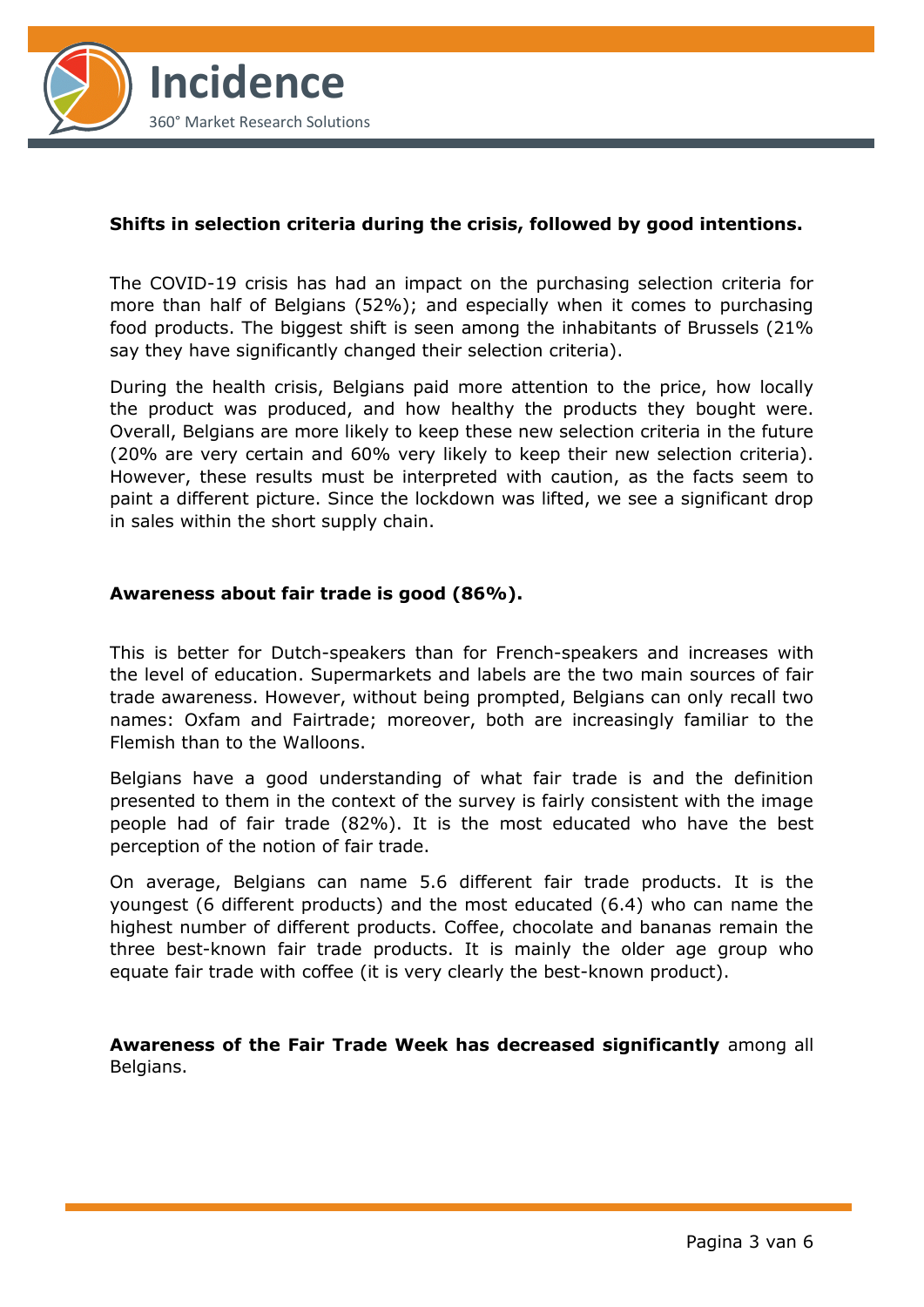**Shifts in selection criteria during the crisis, followed by good intentions.**

The COVID-19 crisis has had an impact on the purchasing selection criteria for more than half of Belgians (52%); and especially when it comes to purchasing food products. The biggest shift is seen among the inhabitants of Brussels (21% say they have significantly changed their selection criteria).

During the health crisis, Belgians paid more attention to the price, how locally the product was produced, and how healthy the products they bought were. Overall, Belgians are more likely to keep these new selection criteria in the future (20% are very certain and 60% very likely to keep their new selection criteria). However, these results must be interpreted with caution, as the facts seem to paint a different picture. Since the lockdown was lifted, we see a significant drop in sales within the short supply chain.

**Awareness about fair trade is good (86%).**

This is better for Dutch-speakers than for French-speakers and increases with the level of education. Supermarkets and labels are the two main sources of fair trade awareness. However, without being prompted, Belgians can only recall two names: Oxfam and Fairtrade; moreover, both are increasingly familiar to the Flemish than to the Walloons.

Belgians have a good understanding of what fair trade is and the definition presented to them in the context of the survey is fairly consistent with the image people had of fair trade (82%). It is the most educated who have the best perception of the notion of fair trade.

On average, Belgians can name 5.6 different fair trade products. It is the youngest (6 different products) and the most educated (6.4) who can name the highest number of different products. Coffee, chocolate and bananas remain the three best-known fair trade products. It is mainly the older age group who equate fair trade with coffee (it is very clearly the best-known product).

**Awareness of the Fair Trade Week has decreased significantly** among all Belgians.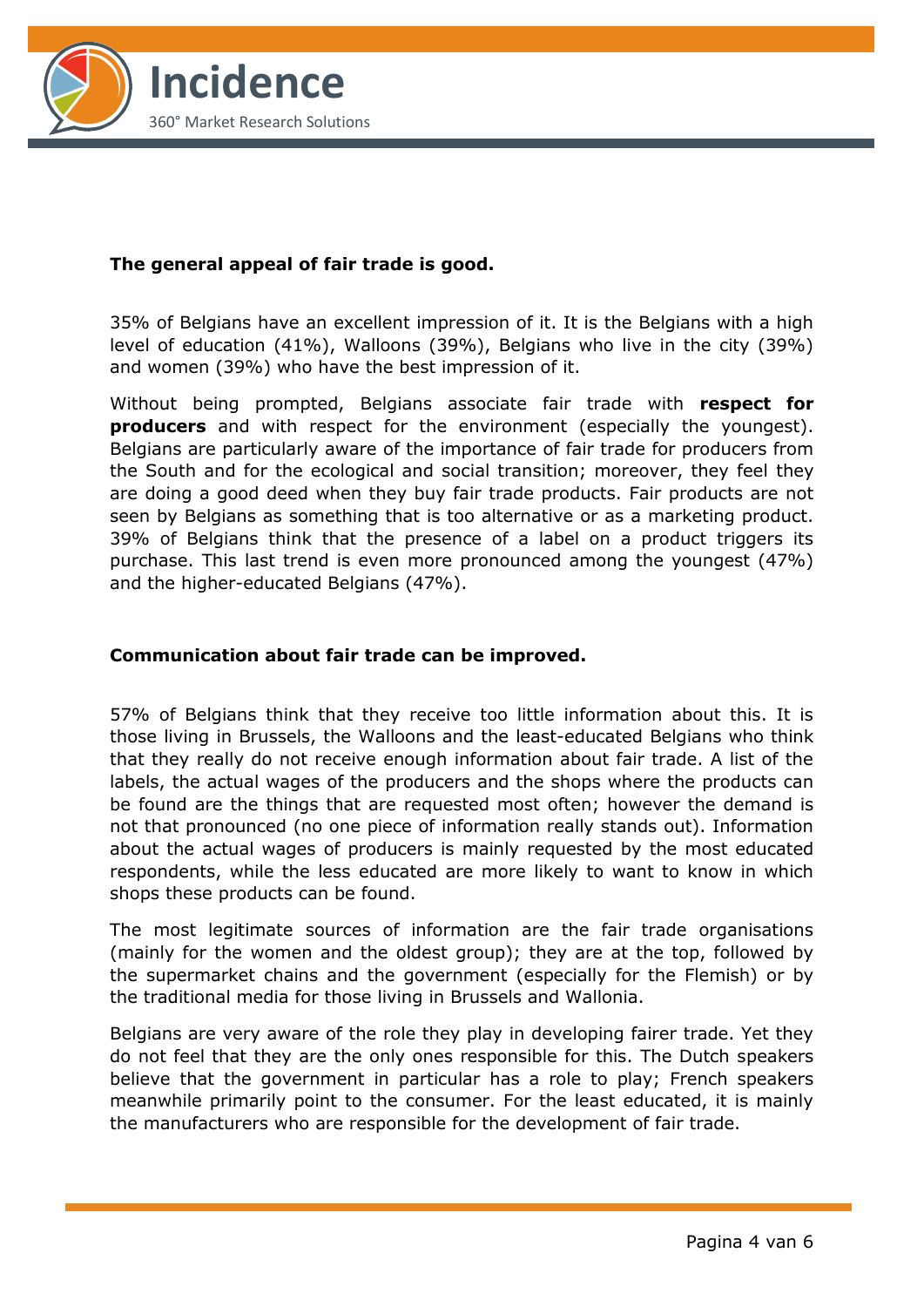**The general appeal of fair trade is good.**

35% of Belgians have an excellent impression of it. It is the Belgians with a high level of education (41%), Walloons (39%), Belgians who live in the city (39%) and women (39%) who have the best impression of it.

Without being prompted, Belgians associate fair trade with **respect for producers** and with respect for the environment (especially the youngest). Belgians are particularly aware of the importance of fair trade for producers from the South and for the ecological and social transition; moreover, they feel they are doing a good deed when they buy fair trade products. Fair products are not seen by Belgians as something that is too alternative or as a marketing product. 39% of Belgians think that the presence of a label on a product triggers its purchase. This last trend is even more pronounced among the youngest (47%) and the higher-educated Belgians (47%).

**Communication about fair trade can be improved.**

57% of Belgians think that they receive too little information about this. It is those living in Brussels, the Walloons and the least-educated Belgians who think that they really do not receive enough information about fair trade. A list of the labels, the actual wages of the producers and the shops where the products can be found are the things that are requested most often; however the demand is not that pronounced (no one piece of information really stands out). Information about the actual wages of producers is mainly requested by the most educated respondents, while the less educated are more likely to want to know in which shops these products can be found.

The most legitimate sources of information are the fair trade organisations (mainly for the women and the oldest group); they are at the top, followed by the supermarket chains and the government (especially for the Flemish) or by the traditional media for those living in Brussels and Wallonia.

Belgians are very aware of the role they play in developing fairer trade. Yet they do not feel that they are the only ones responsible for this. The Dutch speakers believe that the government in particular has a role to play; French speakers meanwhile primarily point to the consumer. For the least educated, it is mainly the manufacturers who are responsible for the development of fair trade.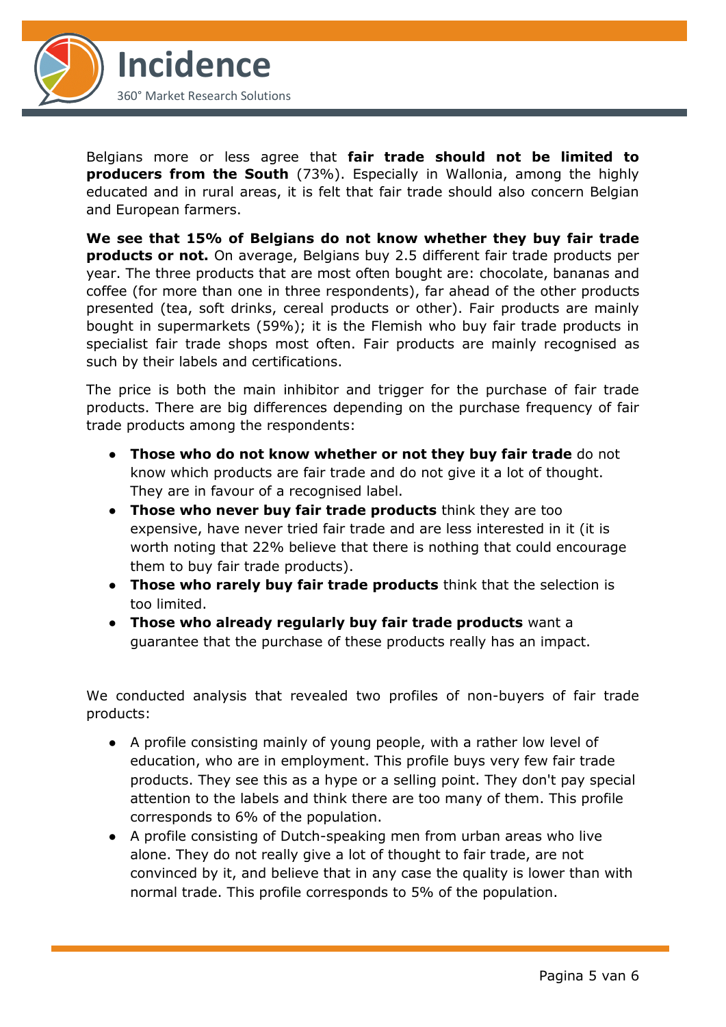Belgians more or less agree that **fair trade should not be limited to producers from the South** (73%). Especially in Wallonia, among the highly educated and in rural areas, it is felt that fair trade should also concern Belgian and European farmers.

**We see that 15% of Belgians do not know whether they buy fair trade products or not.** On average, Belgians buy 2.5 different fair trade products per year. The three products that are most often bought are: chocolate, bananas and coffee (for more than one in three respondents), far ahead of the other products presented (tea, soft drinks, cereal products or other). Fair products are mainly bought in supermarkets (59%); it is the Flemish who buy fair trade products in specialist fair trade shops most often. Fair products are mainly recognised as such by their labels and certifications.

The price is both the main inhibitor and trigger for the purchase of fair trade products. There are big differences depending on the purchase frequency of fair trade products among the respondents:

- **Those who do not know whether or not they buy fair trade** do not know which products are fair trade and do not give it a lot of thought. They are in favour of a recognised label.
- **Those who never buy fair trade products** think they are too expensive, have never tried fair trade and are less interested in it (it is worth noting that 22% believe that there is nothing that could encourage them to buy fair trade products).
- **Those who rarely buy fair trade products** think that the selection is too limited.
- **Those who already regularly buy fair trade products** want a guarantee that the purchase of these products really has an impact.

We conducted analysis that revealed two profiles of non-buyers of fair trade products:

- A profile consisting mainly of young people, with a rather low level of education, who are in employment. This profile buys very few fair trade products. They see this as a hype or a selling point. They don't pay special attention to the labels and think there are too many of them. This profile corresponds to 6% of the population.
- A profile consisting of Dutch-speaking men from urban areas who live alone. They do not really give a lot of thought to fair trade, are not convinced by it, and believe that in any case the quality is lower than with normal trade. This profile corresponds to 5% of the population.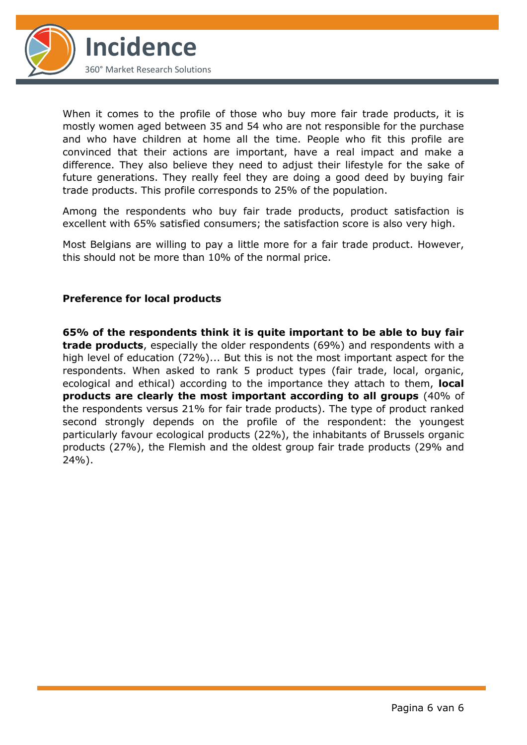When it comes to the profile of those who buy more fair trade products, it is mostly women aged between 35 and 54 who are not responsible for the purchase and who have children at home all the time. People who fit this profile are convinced that their actions are important, have a real impact and make a difference. They also believe they need to adjust their lifestyle for the sake of future generations. They really feel they are doing a good deed by buying fair trade products. This profile corresponds to 25% of the population.

Among the respondents who buy fair trade products, product satisfaction is excellent with 65% satisfied consumers; the satisfaction score is also very high.

Most Belgians are willing to pay a little more for a fair trade product. However, this should not be more than 10% of the normal price.

**Preference for local products**

**65% of the respondents think it is quite important to be able to buy fair trade products**, especially the older respondents (69%) and respondents with a high level of education (72%)... But this is not the most important aspect for the respondents. When asked to rank 5 product types (fair trade, local, organic, ecological and ethical) according to the importance they attach to them, **local products are clearly the most important according to all groups** (40% of the respondents versus 21% for fair trade products). The type of product ranked second strongly depends on the profile of the respondent: the youngest particularly favour ecological products (22%), the inhabitants of Brussels organic products (27%), the Flemish and the oldest group fair trade products (29% and 24%).